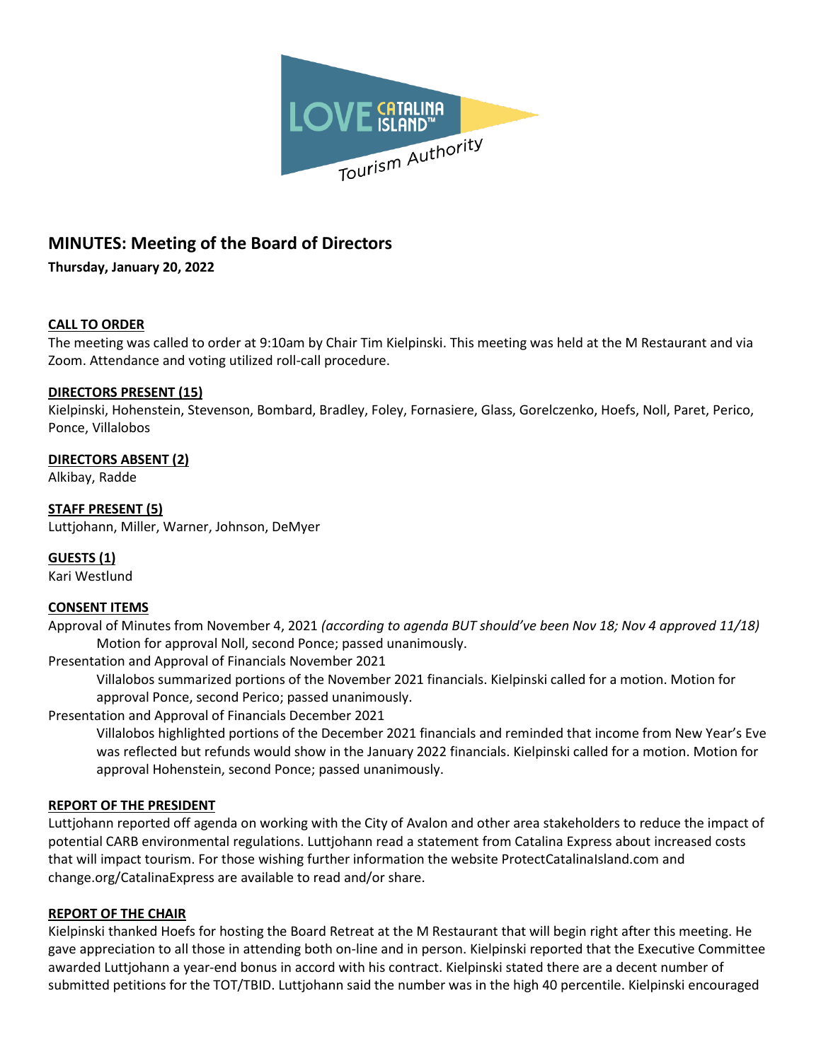LOVE CATALINA ISLAND™ Tourism Authority

# MINUTES: Meeting of the Board of Directors

**Thursday, January 20, 2022**

**CALL TO ORDER**

The meeting was called to order at 9:10am by Chair Tim Kielpinski. This meeting was held at the M Restaurant and via Zoom. Attendance and voting utilized roll-call procedure.

**DIRECTORS PRESENT (15)**

Kielpinski, Hohenstein, Stevenson, Bombard, Bradley, Foley, Fornasiere, Glass, Gorelczenko, Hoefs, Noll, Paret, Perico, Ponce, Villalobos

**DIRECTORS ABSENT (2)**

Alkibay, Radde

**STAFF PRESENT (5)**

Luttjohann, Miller, Warner, Johnson, DeMyer

**GUESTS (1)**

Kari Westlund

**CONSENT ITEMS**

Approval of Minutes from November 4, 2021 *(according to agenda BUT should've been Nov 18; Nov 4 approved 11/18)*

> Motion for approval Noll, second Ponce; passed unanimously.

Presentation and Approval of Financials November 2021

> Villalobos summarized portions of the November 2021 financials. Kielpinski called for a motion. Motion for approval Ponce, second Perico; passed unanimously.

Presentation and Approval of Financials December 2021

> Villalobos highlighted portions of the December 2021 financials and reminded that income from New Year's Eve was reflected but refunds would show in the January 2022 financials. Kielpinski called for a motion. Motion for approval Hohenstein, second Ponce; passed unanimously.

**REPORT OF THE PRESIDENT**

Luttjohann reported off agenda on working with the City of Avalon and other area stakeholders to reduce the impact of potential CARB environmental regulations. Luttjohann read a statement from Catalina Express about increased costs that will impact tourism. For those wishing further information the website ProtectCatalinaIsland.com and change.org/CatalinaExpress are available to read and/or share.

**REPORT OF THE CHAIR**

Kielpinski thanked Hoefs for hosting the Board Retreat at the M Restaurant that will begin right after this meeting. He gave appreciation to all those in attending both on-line and in person. Kielpinski reported that the Executive Committee awarded Luttjohann a year-end bonus in accord with his contract. Kielpinski stated there are a decent number of submitted petitions for the TOT/TBID. Luttjohann said the number was in the high 40 percentile. Kielpinski encouraged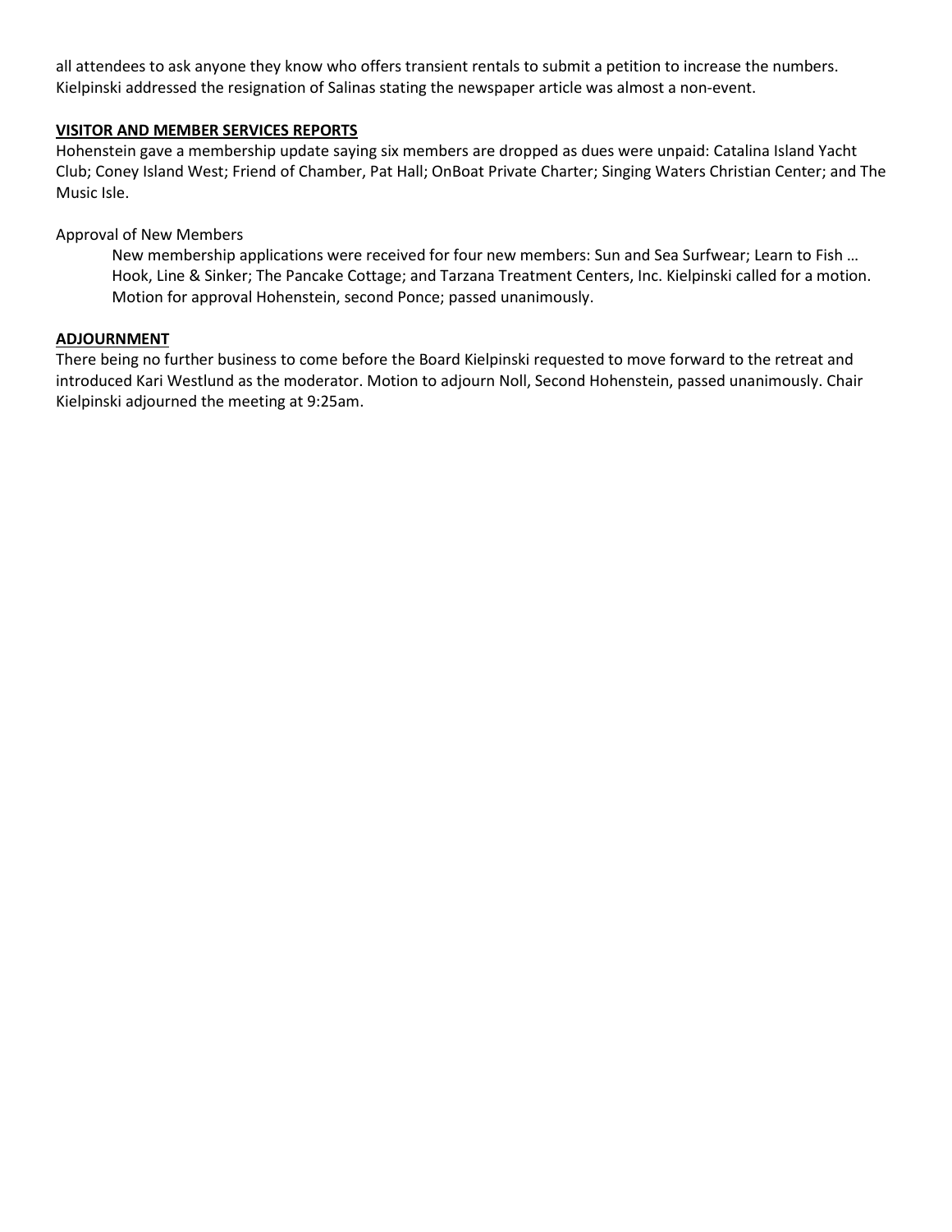all attendees to ask anyone they know who offers transient rentals to submit a petition to increase the numbers. Kielpinski addressed the resignation of Salinas stating the newspaper article was almost a non-event.

**VISITOR AND MEMBER SERVICES REPORTS**

Hohenstein gave a membership update saying six members are dropped as dues were unpaid: Catalina Island Yacht Club; Coney Island West; Friend of Chamber, Pat Hall; OnBoat Private Charter; Singing Waters Christian Center; and The Music Isle.

Approval of New Members

> New membership applications were received for four new members: Sun and Sea Surfwear; Learn to Fish … Hook, Line & Sinker; The Pancake Cottage; and Tarzana Treatment Centers, Inc. Kielpinski called for a motion. Motion for approval Hohenstein, second Ponce; passed unanimously.

**ADJOURNMENT**

There being no further business to come before the Board Kielpinski requested to move forward to the retreat and introduced Kari Westlund as the moderator. Motion to adjourn Noll, Second Hohenstein, passed unanimously. Chair Kielpinski adjourned the meeting at 9:25am.